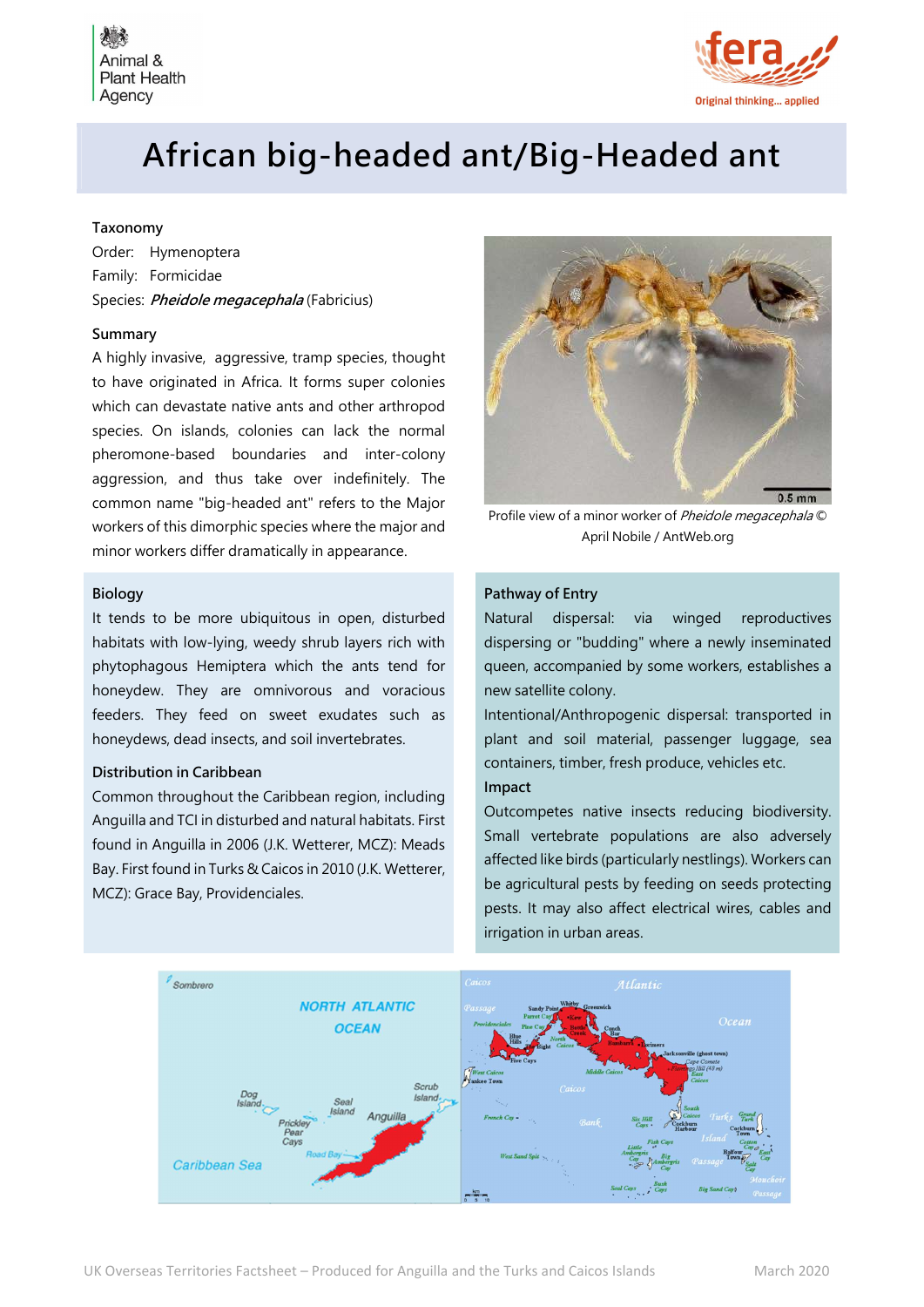# African big-headed ant/Big-Headed ant

**Taxonomy**

Order: Hymenoptera

Family: Formicidae

Species: ***Pheidole megacephala*** (Fabricius)

**Summary**

A highly invasive, aggressive, tramp species, thought to have originated in Africa. It forms super colonies which can devastate native ants and other arthropod species. On islands, colonies can lack the normal pheromone-based boundaries and inter-colony aggression, and thus take over indefinitely. The common name "big-headed ant" refers to the Major workers of this dimorphic species where the major and minor workers differ dramatically in appearance.

Profile view of a minor worker of *Pheidole megacephala* © April Nobile / AntWeb.org

**Biology**

It tends to be more ubiquitous in open, disturbed habitats with low-lying, weedy shrub layers rich with phytophagous Hemiptera which the ants tend for honeydew. They are omnivorous and voracious feeders. They feed on sweet exudates such as honeydews, dead insects, and soil invertebrates.

**Distribution in Caribbean**

Common throughout the Caribbean region, including Anguilla and TCI in disturbed and natural habitats. First found in Anguilla in 2006 (J.K. Wetterer, MCZ): Meads Bay. First found in Turks & Caicos in 2010 (J.K. Wetterer, MCZ): Grace Bay, Providenciales.

**Pathway of Entry**

Natural dispersal: via winged reproductives dispersing or "budding" where a newly inseminated queen, accompanied by some workers, establishes a new satellite colony.

Intentional/Anthropogenic dispersal: transported in plant and soil material, passenger luggage, sea containers, timber, fresh produce, vehicles etc.

**Impact**

Outcompetes native insects reducing biodiversity. Small vertebrate populations are also adversely affected like birds (particularly nestlings). Workers can be agricultural pests by feeding on seeds protecting pests. It may also affect electrical wires, cables and irrigation in urban areas.

UK Overseas Territories Factsheet – Produced for Anguilla and the Turks and Caicos Islands

March 2020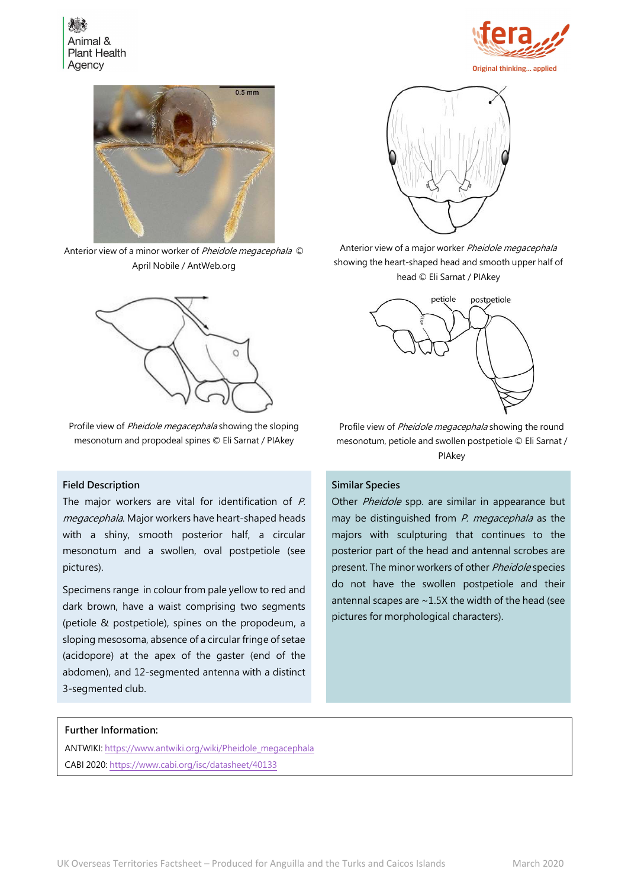Anterior view of a minor worker of *Pheidole megacephala* © April Nobile / AntWeb.org

Anterior view of a major worker *Pheidole megacephala* showing the heart-shaped head and smooth upper half of head © Eli Sarnat / PIAkey

petiole

postpetiole

Profile view of *Pheidole megacephala* showing the sloping mesonotum and propodeal spines © Eli Sarnat / PIAkey

Profile view of *Pheidole megacephala* showing the round mesonotum, petiole and swollen postpetiole © Eli Sarnat / PIAkey

## Field Description

The major workers are vital for identification of *P. megacephala*. Major workers have heart-shaped heads with a shiny, smooth posterior half, a circular mesonotum and a swollen, oval postpetiole (see pictures).

Specimens range in colour from pale yellow to red and dark brown, have a waist comprising two segments (petiole & postpetiole), spines on the propodeum, a sloping mesosoma, absence of a circular fringe of setae (acidopore) at the apex of the gaster (end of the abdomen), and 12-segmented antenna with a distinct 3-segmented club.

## Similar Species

Other *Pheidole* spp. are similar in appearance but may be distinguished from *P. megacephala* as the majors with sculpturing that continues to the posterior part of the head and antennal scrobes are present. The minor workers of other *Pheidole* species do not have the swollen postpetiole and their antennal scapes are ~1.5X the width of the head (see pictures for morphological characters).

**Further Information:**

ANTWIKI: https://www.antwiki.org/wiki/Pheidole_megacephala

CABI 2020: https://www.cabi.org/isc/datasheet/40133